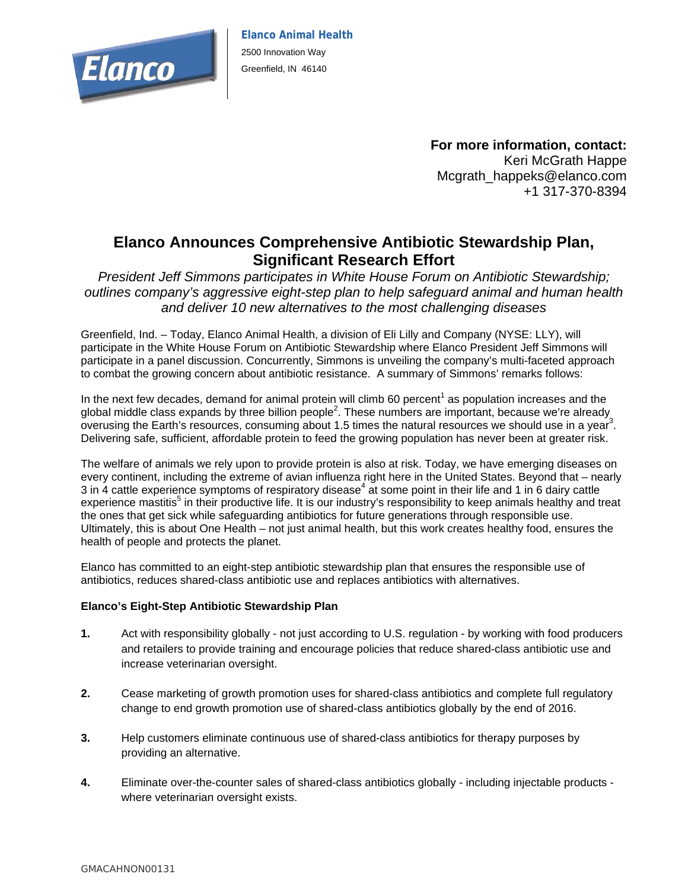**Elanco Animal Health**
2500 Innovation Way
Greenfield, IN 46140

**For more information, contact:**
Keri McGrath Happe
Mcgrath_happeks@elanco.com
+1 317-370-8394

# Elanco Announces Comprehensive Antibiotic Stewardship Plan, Significant Research Effort

*President Jeff Simmons participates in White House Forum on Antibiotic Stewardship; outlines company's aggressive eight-step plan to help safeguard animal and human health and deliver 10 new alternatives to the most challenging diseases*

Greenfield, Ind. – Today, Elanco Animal Health, a division of Eli Lilly and Company (NYSE: LLY), will participate in the White House Forum on Antibiotic Stewardship where Elanco President Jeff Simmons will participate in a panel discussion. Concurrently, Simmons is unveiling the company's multi-faceted approach to combat the growing concern about antibiotic resistance. A summary of Simmons' remarks follows:

In the next few decades, demand for animal protein will climb 60 percent[1] as population increases and the global middle class expands by three billion people[2]. These numbers are important, because we're already overusing the Earth's resources, consuming about 1.5 times the natural resources we should use in a year[3]. Delivering safe, sufficient, affordable protein to feed the growing population has never been at greater risk.

The welfare of animals we rely upon to provide protein is also at risk. Today, we have emerging diseases on every continent, including the extreme of avian influenza right here in the United States. Beyond that – nearly 3 in 4 cattle experience symptoms of respiratory disease[4] at some point in their life and 1 in 6 dairy cattle experience mastitis[5] in their productive life. It is our industry's responsibility to keep animals healthy and treat the ones that get sick while safeguarding antibiotics for future generations through responsible use. Ultimately, this is about One Health – not just animal health, but this work creates healthy food, ensures the health of people and protects the planet.

Elanco has committed to an eight-step antibiotic stewardship plan that ensures the responsible use of antibiotics, reduces shared-class antibiotic use and replaces antibiotics with alternatives.

**Elanco's Eight-Step Antibiotic Stewardship Plan**

1. Act with responsibility globally - not just according to U.S. regulation - by working with food producers and retailers to provide training and encourage policies that reduce shared-class antibiotic use and increase veterinarian oversight.

2. Cease marketing of growth promotion uses for shared-class antibiotics and complete full regulatory change to end growth promotion use of shared-class antibiotics globally by the end of 2016.

3. Help customers eliminate continuous use of shared-class antibiotics for therapy purposes by providing an alternative.

4. Eliminate over-the-counter sales of shared-class antibiotics globally - including injectable products - where veterinarian oversight exists.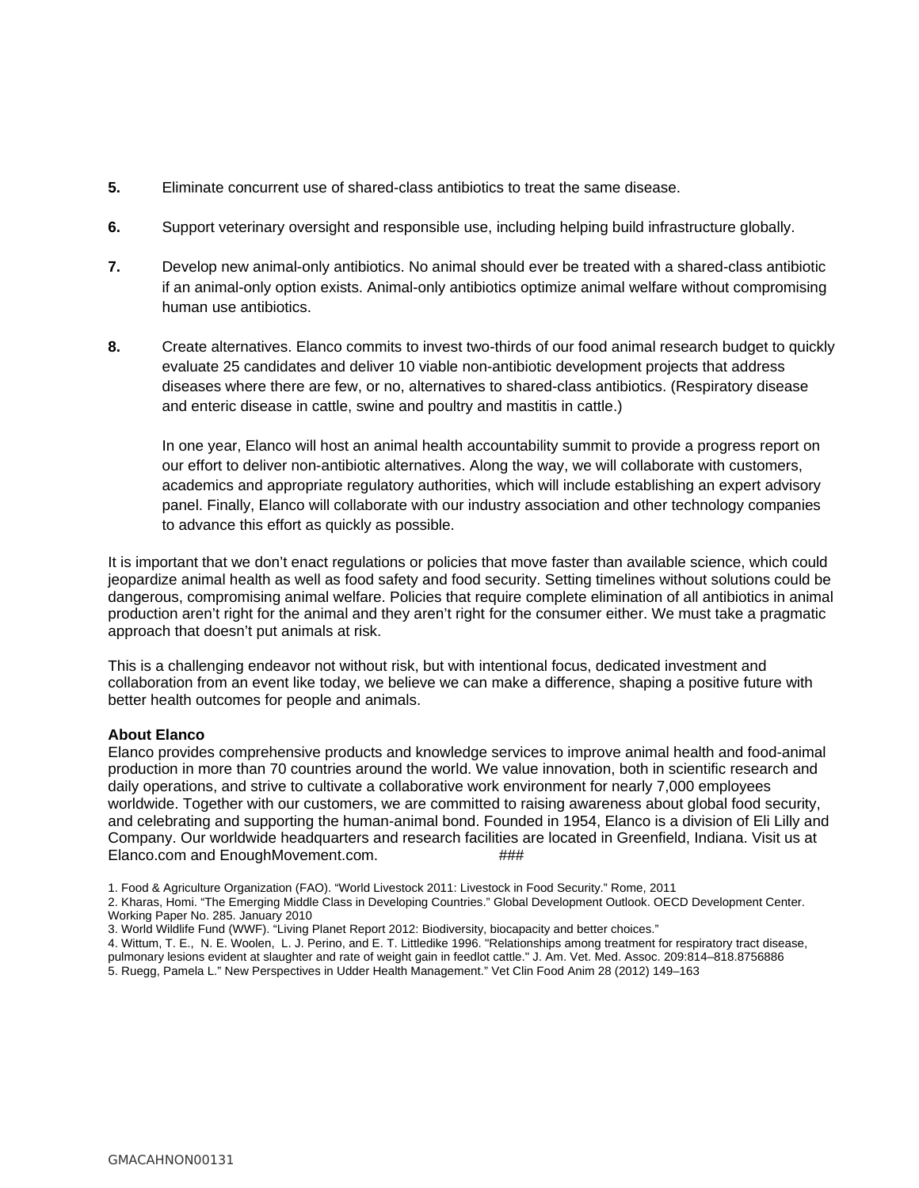**5.** Eliminate concurrent use of shared-class antibiotics to treat the same disease.

**6.** Support veterinary oversight and responsible use, including helping build infrastructure globally.

**7.** Develop new animal-only antibiotics. No animal should ever be treated with a shared-class antibiotic if an animal-only option exists. Animal-only antibiotics optimize animal welfare without compromising human use antibiotics.

**8.** Create alternatives. Elanco commits to invest two-thirds of our food animal research budget to quickly evaluate 25 candidates and deliver 10 viable non-antibiotic development projects that address diseases where there are few, or no, alternatives to shared-class antibiotics. (Respiratory disease and enteric disease in cattle, swine and poultry and mastitis in cattle.)

In one year, Elanco will host an animal health accountability summit to provide a progress report on our effort to deliver non-antibiotic alternatives. Along the way, we will collaborate with customers, academics and appropriate regulatory authorities, which will include establishing an expert advisory panel. Finally, Elanco will collaborate with our industry association and other technology companies to advance this effort as quickly as possible.

It is important that we don't enact regulations or policies that move faster than available science, which could jeopardize animal health as well as food safety and food security. Setting timelines without solutions could be dangerous, compromising animal welfare. Policies that require complete elimination of all antibiotics in animal production aren't right for the animal and they aren't right for the consumer either. We must take a pragmatic approach that doesn't put animals at risk.

This is a challenging endeavor not without risk, but with intentional focus, dedicated investment and collaboration from an event like today, we believe we can make a difference, shaping a positive future with better health outcomes for people and animals.

**About Elanco**
Elanco provides comprehensive products and knowledge services to improve animal health and food-animal production in more than 70 countries around the world. We value innovation, both in scientific research and daily operations, and strive to cultivate a collaborative work environment for nearly 7,000 employees worldwide. Together with our customers, we are committed to raising awareness about global food security, and celebrating and supporting the human-animal bond. Founded in 1954, Elanco is a division of Eli Lilly and Company. Our worldwide headquarters and research facilities are located in Greenfield, Indiana. Visit us at Elanco.com and EnoughMovement.com.

###

1. Food & Agriculture Organization (FAO). "World Livestock 2011: Livestock in Food Security." Rome, 2011
2. Kharas, Homi. "The Emerging Middle Class in Developing Countries." Global Development Outlook. OECD Development Center. Working Paper No. 285. January 2010
3. World Wildlife Fund (WWF). "Living Planet Report 2012: Biodiversity, biocapacity and better choices."
4. Wittum, T. E., N. E. Woolen, L. J. Perino, and E. T. Littledike 1996. "Relationships among treatment for respiratory tract disease, pulmonary lesions evident at slaughter and rate of weight gain in feedlot cattle." J. Am. Vet. Med. Assoc. 209:814–818.8756886
5. Ruegg, Pamela L." New Perspectives in Udder Health Management." Vet Clin Food Anim 28 (2012) 149–163

GMACAHNON00131